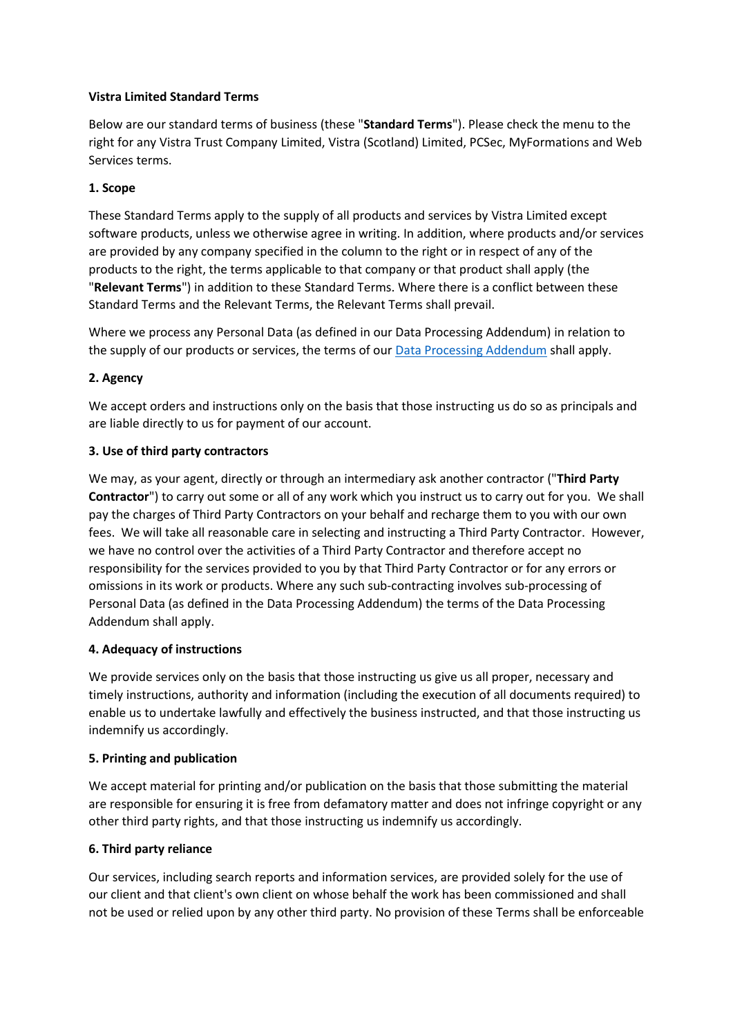**Vistra Limited Standard Terms**

Below are our standard terms of business (these "**Standard Terms**"). Please check the menu to the right for any Vistra Trust Company Limited, Vistra (Scotland) Limited, PCSec, MyFormations and Web Services terms.

**1. Scope**

These Standard Terms apply to the supply of all products and services by Vistra Limited except software products, unless we otherwise agree in writing. In addition, where products and/or services are provided by any company specified in the column to the right or in respect of any of the products to the right, the terms applicable to that company or that product shall apply (the "**Relevant Terms**") in addition to these Standard Terms. Where there is a conflict between these Standard Terms and the Relevant Terms, the Relevant Terms shall prevail.

Where we process any Personal Data (as defined in our Data Processing Addendum) in relation to the supply of our products or services, the terms of our Data Processing Addendum shall apply.

**2. Agency**

We accept orders and instructions only on the basis that those instructing us do so as principals and are liable directly to us for payment of our account.

**3. Use of third party contractors**

We may, as your agent, directly or through an intermediary ask another contractor ("**Third Party Contractor**") to carry out some or all of any work which you instruct us to carry out for you. We shall pay the charges of Third Party Contractors on your behalf and recharge them to you with our own fees. We will take all reasonable care in selecting and instructing a Third Party Contractor. However, we have no control over the activities of a Third Party Contractor and therefore accept no responsibility for the services provided to you by that Third Party Contractor or for any errors or omissions in its work or products. Where any such sub-contracting involves sub-processing of Personal Data (as defined in the Data Processing Addendum) the terms of the Data Processing Addendum shall apply.

**4. Adequacy of instructions**

We provide services only on the basis that those instructing us give us all proper, necessary and timely instructions, authority and information (including the execution of all documents required) to enable us to undertake lawfully and effectively the business instructed, and that those instructing us indemnify us accordingly.

**5. Printing and publication**

We accept material for printing and/or publication on the basis that those submitting the material are responsible for ensuring it is free from defamatory matter and does not infringe copyright or any other third party rights, and that those instructing us indemnify us accordingly.

**6. Third party reliance**

Our services, including search reports and information services, are provided solely for the use of our client and that client's own client on whose behalf the work has been commissioned and shall not be used or relied upon by any other third party. No provision of these Terms shall be enforceable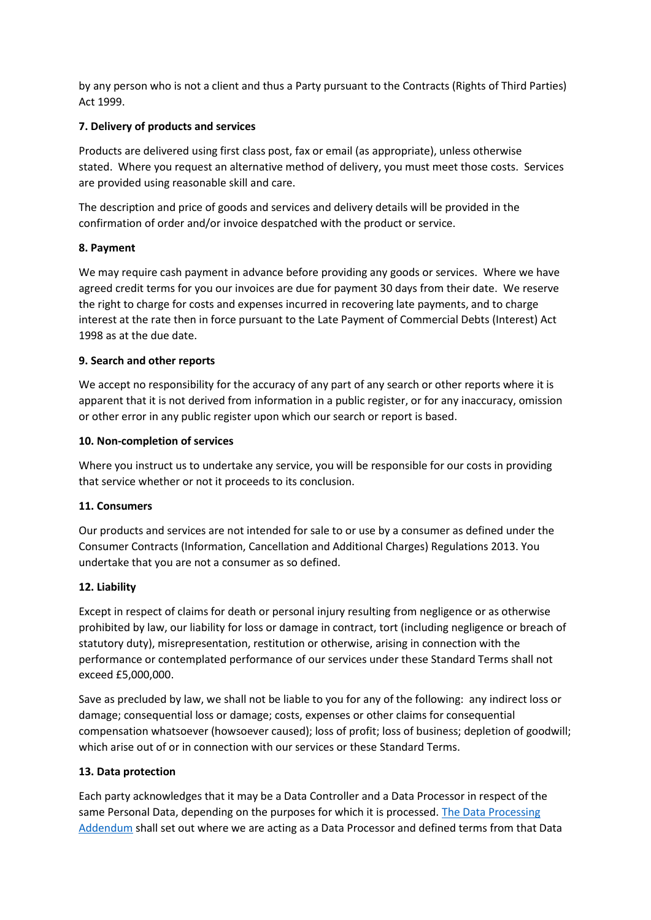by any person who is not a client and thus a Party pursuant to the Contracts (Rights of Third Parties) Act 1999.

**7. Delivery of products and services**

Products are delivered using first class post, fax or email (as appropriate), unless otherwise stated. Where you request an alternative method of delivery, you must meet those costs. Services are provided using reasonable skill and care.

The description and price of goods and services and delivery details will be provided in the confirmation of order and/or invoice despatched with the product or service.

**8. Payment**

We may require cash payment in advance before providing any goods or services. Where we have agreed credit terms for you our invoices are due for payment 30 days from their date. We reserve the right to charge for costs and expenses incurred in recovering late payments, and to charge interest at the rate then in force pursuant to the Late Payment of Commercial Debts (Interest) Act 1998 as at the due date.

**9. Search and other reports**

We accept no responsibility for the accuracy of any part of any search or other reports where it is apparent that it is not derived from information in a public register, or for any inaccuracy, omission or other error in any public register upon which our search or report is based.

**10. Non-completion of services**

Where you instruct us to undertake any service, you will be responsible for our costs in providing that service whether or not it proceeds to its conclusion.

**11. Consumers**

Our products and services are not intended for sale to or use by a consumer as defined under the Consumer Contracts (Information, Cancellation and Additional Charges) Regulations 2013. You undertake that you are not a consumer as so defined.

**12. Liability**

Except in respect of claims for death or personal injury resulting from negligence or as otherwise prohibited by law, our liability for loss or damage in contract, tort (including negligence or breach of statutory duty), misrepresentation, restitution or otherwise, arising in connection with the performance or contemplated performance of our services under these Standard Terms shall not exceed £5,000,000.

Save as precluded by law, we shall not be liable to you for any of the following: any indirect loss or damage; consequential loss or damage; costs, expenses or other claims for consequential compensation whatsoever (howsoever caused); loss of profit; loss of business; depletion of goodwill; which arise out of or in connection with our services or these Standard Terms.

**13. Data protection**

Each party acknowledges that it may be a Data Controller and a Data Processor in respect of the same Personal Data, depending on the purposes for which it is processed. [The Data Processing Addendum] shall set out where we are acting as a Data Processor and defined terms from that Data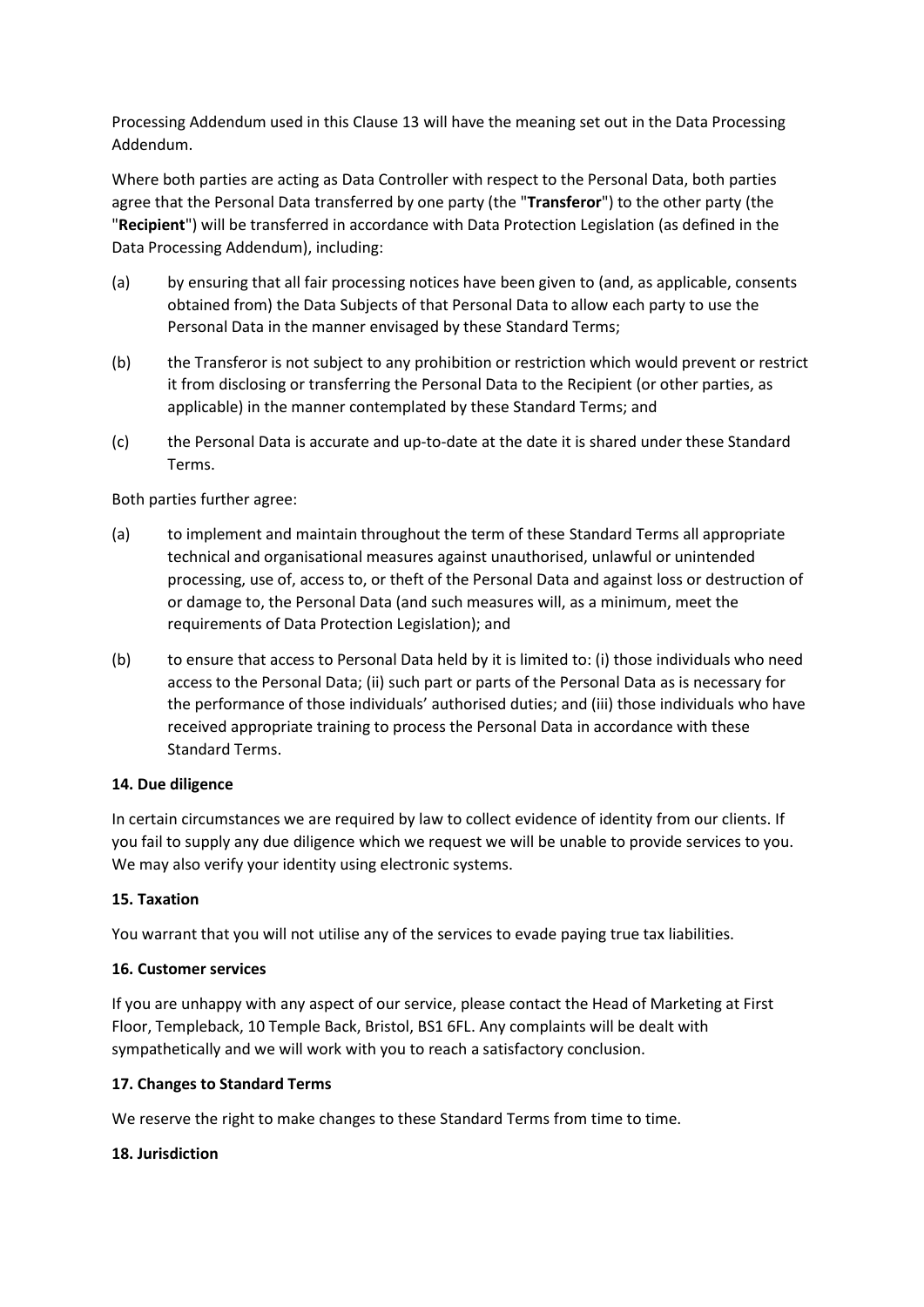Processing Addendum used in this Clause 13 will have the meaning set out in the Data Processing Addendum.

Where both parties are acting as Data Controller with respect to the Personal Data, both parties agree that the Personal Data transferred by one party (the "**Transferor**") to the other party (the "**Recipient**") will be transferred in accordance with Data Protection Legislation (as defined in the Data Processing Addendum), including:

(a) by ensuring that all fair processing notices have been given to (and, as applicable, consents obtained from) the Data Subjects of that Personal Data to allow each party to use the Personal Data in the manner envisaged by these Standard Terms;

(b) the Transferor is not subject to any prohibition or restriction which would prevent or restrict it from disclosing or transferring the Personal Data to the Recipient (or other parties, as applicable) in the manner contemplated by these Standard Terms; and

(c) the Personal Data is accurate and up-to-date at the date it is shared under these Standard Terms.

Both parties further agree:

(a) to implement and maintain throughout the term of these Standard Terms all appropriate technical and organisational measures against unauthorised, unlawful or unintended processing, use of, access to, or theft of the Personal Data and against loss or destruction of or damage to, the Personal Data (and such measures will, as a minimum, meet the requirements of Data Protection Legislation); and

(b) to ensure that access to Personal Data held by it is limited to: (i) those individuals who need access to the Personal Data; (ii) such part or parts of the Personal Data as is necessary for the performance of those individuals' authorised duties; and (iii) those individuals who have received appropriate training to process the Personal Data in accordance with these Standard Terms.

**14. Due diligence**

In certain circumstances we are required by law to collect evidence of identity from our clients. If you fail to supply any due diligence which we request we will be unable to provide services to you. We may also verify your identity using electronic systems.

**15. Taxation**

You warrant that you will not utilise any of the services to evade paying true tax liabilities.

**16. Customer services**

If you are unhappy with any aspect of our service, please contact the Head of Marketing at First Floor, Templeback, 10 Temple Back, Bristol, BS1 6FL. Any complaints will be dealt with sympathetically and we will work with you to reach a satisfactory conclusion.

**17. Changes to Standard Terms**

We reserve the right to make changes to these Standard Terms from time to time.

**18. Jurisdiction**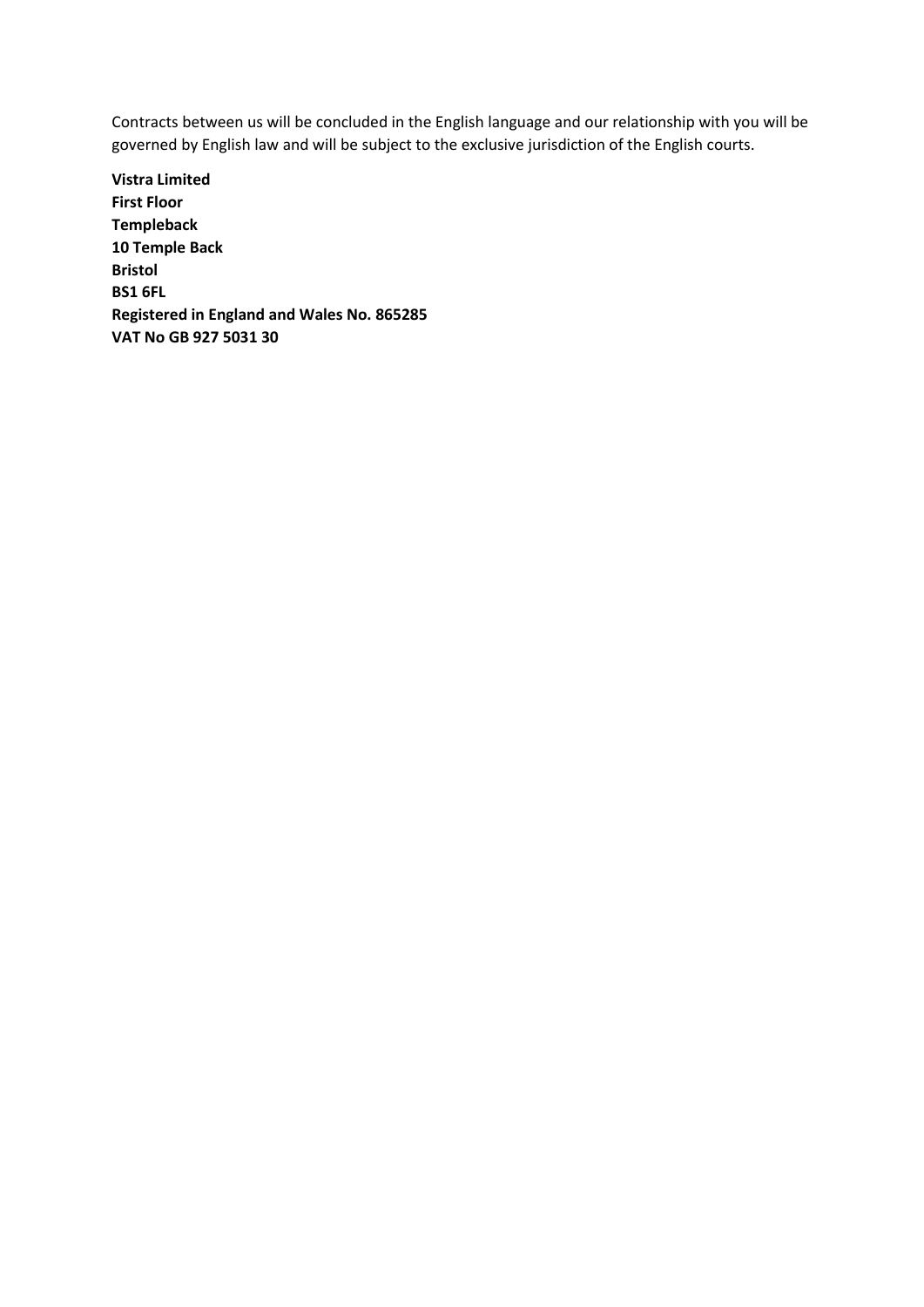Contracts between us will be concluded in the English language and our relationship with you will be governed by English law and will be subject to the exclusive jurisdiction of the English courts.

**Vistra Limited**
**First Floor**
**Templeback**
**10 Temple Back**
**Bristol**
**BS1 6FL**
**Registered in England and Wales No. 865285**
**VAT No GB 927 5031 30**